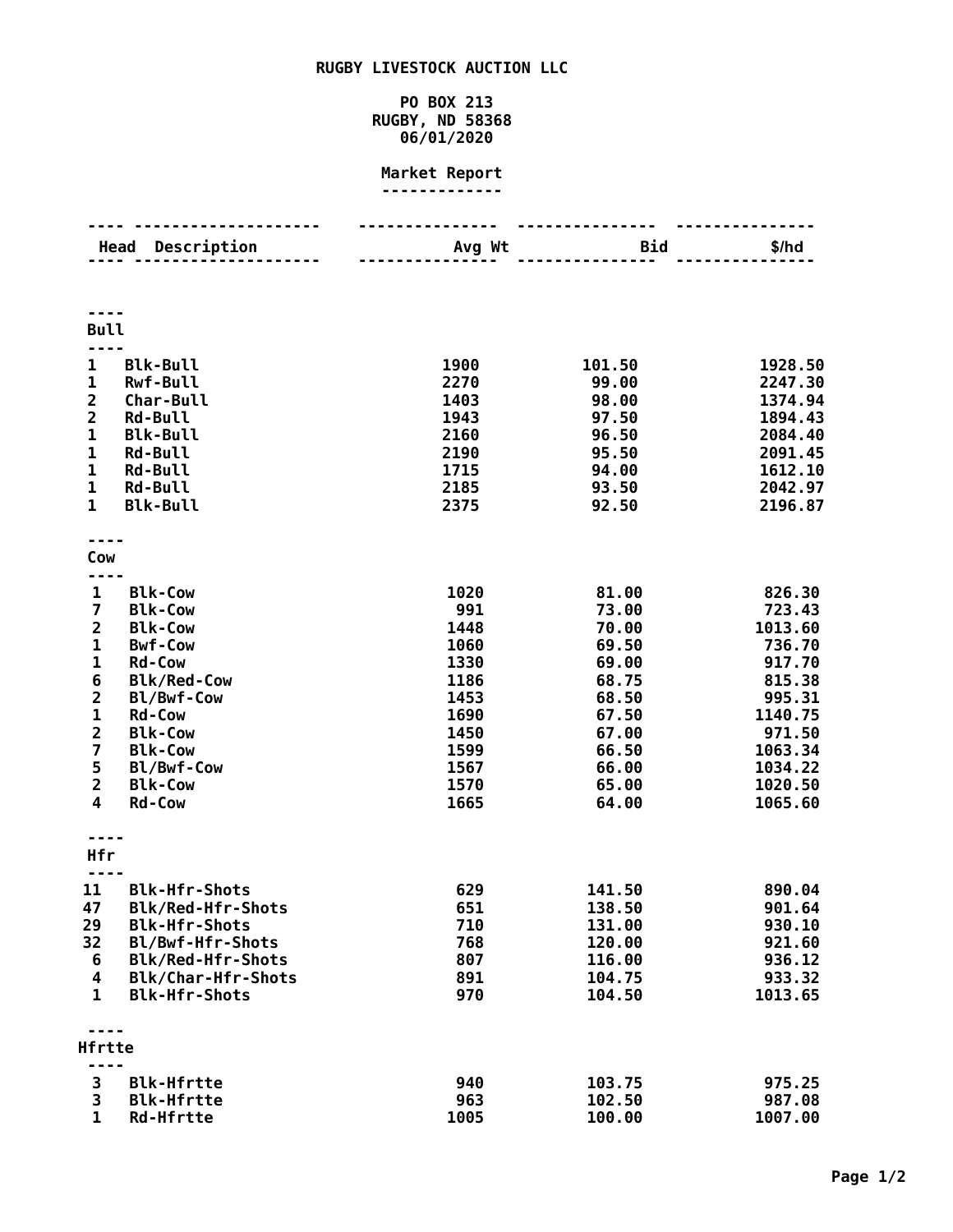# RUGBY LIVESTOCK AUCTION LLC

PO BOX 213
RUGBY, ND 58368
06/01/2020

## Market Report

| Head | Description | Avg Wt | Bid | $/hd |
|---|---|---|---|---|
| **Bull** | | | | |
| 1 | Blk-Bull | 1900 | 101.50 | 1928.50 |
| 1 | Rwf-Bull | 2270 | 99.00 | 2247.30 |
| 2 | Char-Bull | 1403 | 98.00 | 1374.94 |
| 2 | Rd-Bull | 1943 | 97.50 | 1894.43 |
| 1 | Blk-Bull | 2160 | 96.50 | 2084.40 |
| 1 | Rd-Bull | 2190 | 95.50 | 2091.45 |
| 1 | Rd-Bull | 1715 | 94.00 | 1612.10 |
| 1 | Rd-Bull | 2185 | 93.50 | 2042.97 |
| 1 | Blk-Bull | 2375 | 92.50 | 2196.87 |
| **Cow** | | | | |
| 1 | Blk-Cow | 1020 | 81.00 | 826.30 |
| 7 | Blk-Cow | 991 | 73.00 | 723.43 |
| 2 | Blk-Cow | 1448 | 70.00 | 1013.60 |
| 1 | Bwf-Cow | 1060 | 69.50 | 736.70 |
| 1 | Rd-Cow | 1330 | 69.00 | 917.70 |
| 6 | Blk/Red-Cow | 1186 | 68.75 | 815.38 |
| 2 | Bl/Bwf-Cow | 1453 | 68.50 | 995.31 |
| 1 | Rd-Cow | 1690 | 67.50 | 1140.75 |
| 2 | Blk-Cow | 1450 | 67.00 | 971.50 |
| 7 | Blk-Cow | 1599 | 66.50 | 1063.34 |
| 5 | Bl/Bwf-Cow | 1567 | 66.00 | 1034.22 |
| 2 | Blk-Cow | 1570 | 65.00 | 1020.50 |
| 4 | Rd-Cow | 1665 | 64.00 | 1065.60 |
| **Hfr** | | | | |
| 11 | Blk-Hfr-Shots | 629 | 141.50 | 890.04 |
| 47 | Blk/Red-Hfr-Shots | 651 | 138.50 | 901.64 |
| 29 | Blk-Hfr-Shots | 710 | 131.00 | 930.10 |
| 32 | Bl/Bwf-Hfr-Shots | 768 | 120.00 | 921.60 |
| 6 | Blk/Red-Hfr-Shots | 807 | 116.00 | 936.12 |
| 4 | Blk/Char-Hfr-Shots | 891 | 104.75 | 933.32 |
| 1 | Blk-Hfr-Shots | 970 | 104.50 | 1013.65 |
| **Hfrtte** | | | | |
| 3 | Blk-Hfrtte | 940 | 103.75 | 975.25 |
| 3 | Blk-Hfrtte | 963 | 102.50 | 987.08 |
| 1 | Rd-Hfrtte | 1005 | 100.00 | 1007.00 |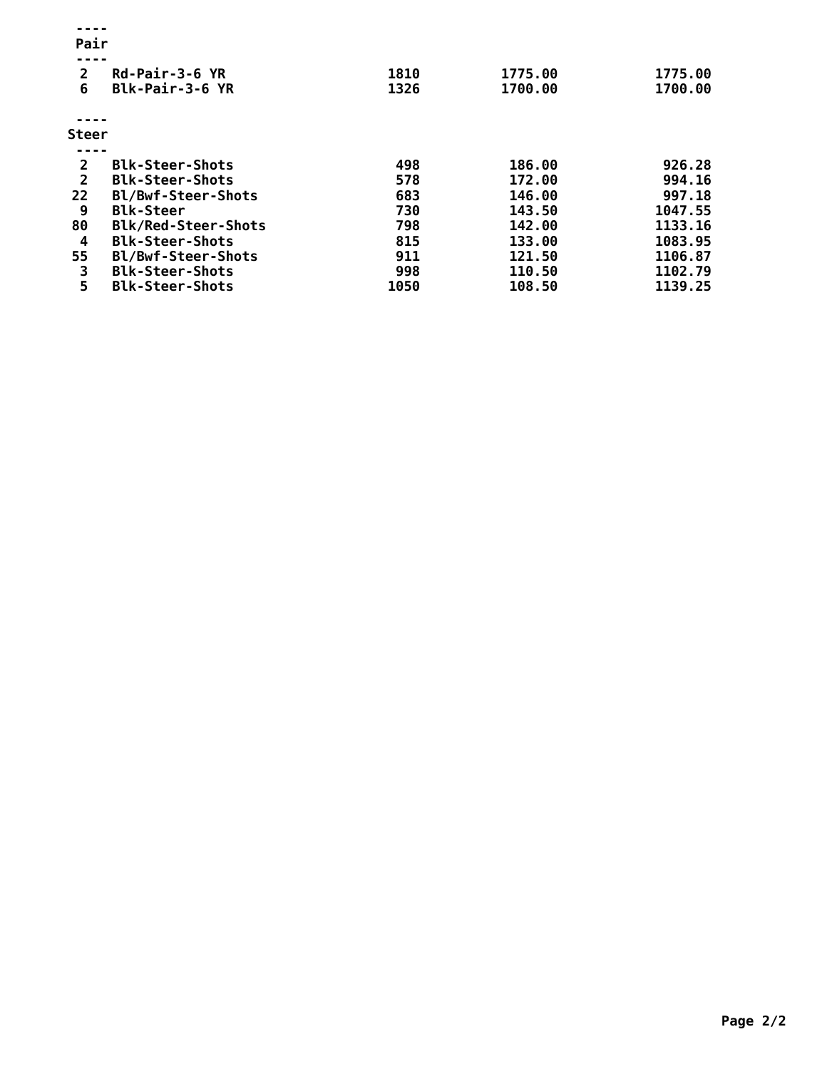----
Pair
----

| | | | | |
|---|---|---|---|---|
| 2 | Rd-Pair-3-6 YR | 1810 | 1775.00 | 1775.00 |
| 6 | Blk-Pair-3-6 YR | 1326 | 1700.00 | 1700.00 |

----
Steer
----

| | | | | |
|---|---|---|---|---|
| 2 | Blk-Steer-Shots | 498 | 186.00 | 926.28 |
| 2 | Blk-Steer-Shots | 578 | 172.00 | 994.16 |
| 22 | Bl/Bwf-Steer-Shots | 683 | 146.00 | 997.18 |
| 9 | Blk-Steer | 730 | 143.50 | 1047.55 |
| 80 | Blk/Red-Steer-Shots | 798 | 142.00 | 1133.16 |
| 4 | Blk-Steer-Shots | 815 | 133.00 | 1083.95 |
| 55 | Bl/Bwf-Steer-Shots | 911 | 121.50 | 1106.87 |
| 3 | Blk-Steer-Shots | 998 | 110.50 | 1102.79 |
| 5 | Blk-Steer-Shots | 1050 | 108.50 | 1139.25 |